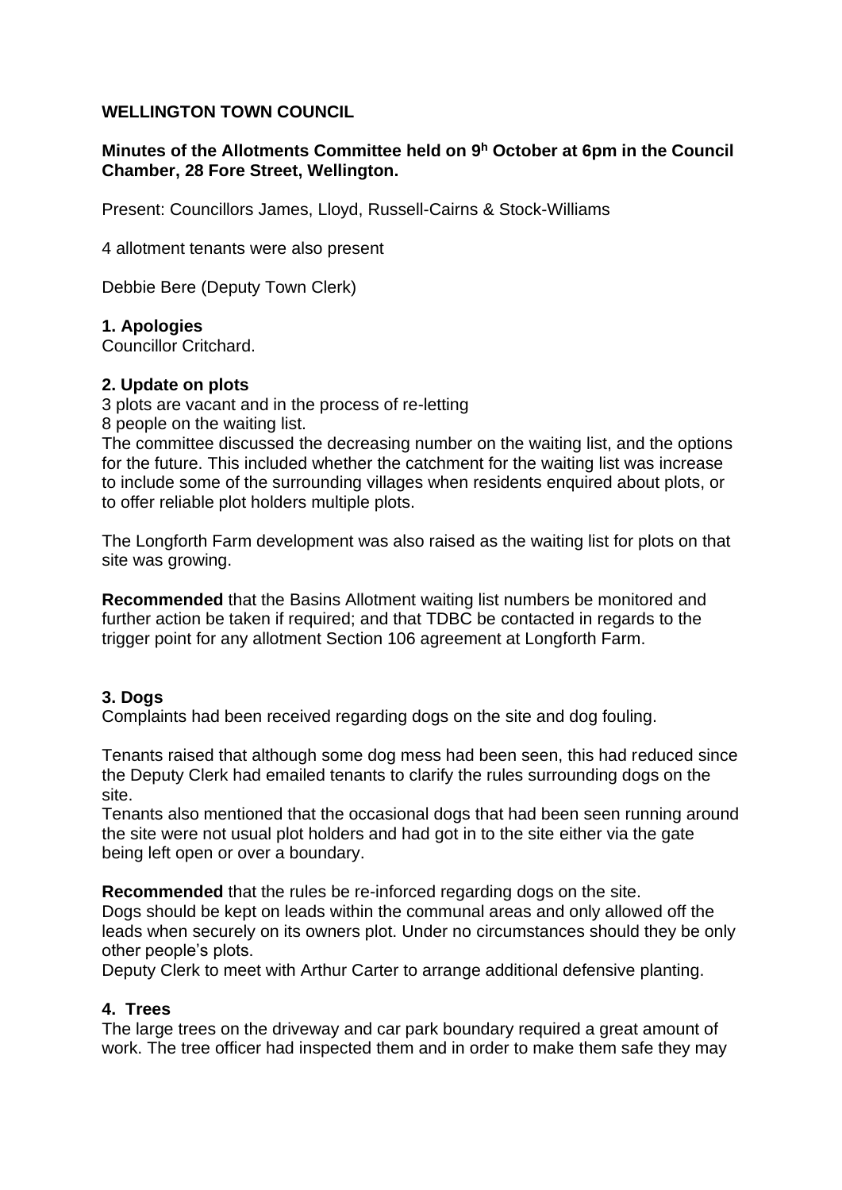**WELLINGTON TOWN COUNCIL**

**Minutes of the Allotments Committee held on 9^h October at 6pm in the Council Chamber, 28 Fore Street, Wellington.**

Present: Councillors James, Lloyd, Russell-Cairns & Stock-Williams

4 allotment tenants were also present

Debbie Bere (Deputy Town Clerk)

**1. Apologies**
Councillor Critchard.

**2. Update on plots**
3 plots are vacant and in the process of re-letting
8 people on the waiting list.
The committee discussed the decreasing number on the waiting list, and the options for the future. This included whether the catchment for the waiting list was increase to include some of the surrounding villages when residents enquired about plots, or to offer reliable plot holders multiple plots.

The Longforth Farm development was also raised as the waiting list for plots on that site was growing.

**Recommended** that the Basins Allotment waiting list numbers be monitored and further action be taken if required; and that TDBC be contacted in regards to the trigger point for any allotment Section 106 agreement at Longforth Farm.

**3. Dogs**
Complaints had been received regarding dogs on the site and dog fouling.

Tenants raised that although some dog mess had been seen, this had reduced since the Deputy Clerk had emailed tenants to clarify the rules surrounding dogs on the site.
Tenants also mentioned that the occasional dogs that had been seen running around the site were not usual plot holders and had got in to the site either via the gate being left open or over a boundary.

**Recommended** that the rules be re-inforced regarding dogs on the site.
Dogs should be kept on leads within the communal areas and only allowed off the leads when securely on its owners plot. Under no circumstances should they be only other people's plots.
Deputy Clerk to meet with Arthur Carter to arrange additional defensive planting.

**4. Trees**
The large trees on the driveway and car park boundary required a great amount of work. The tree officer had inspected them and in order to make them safe they may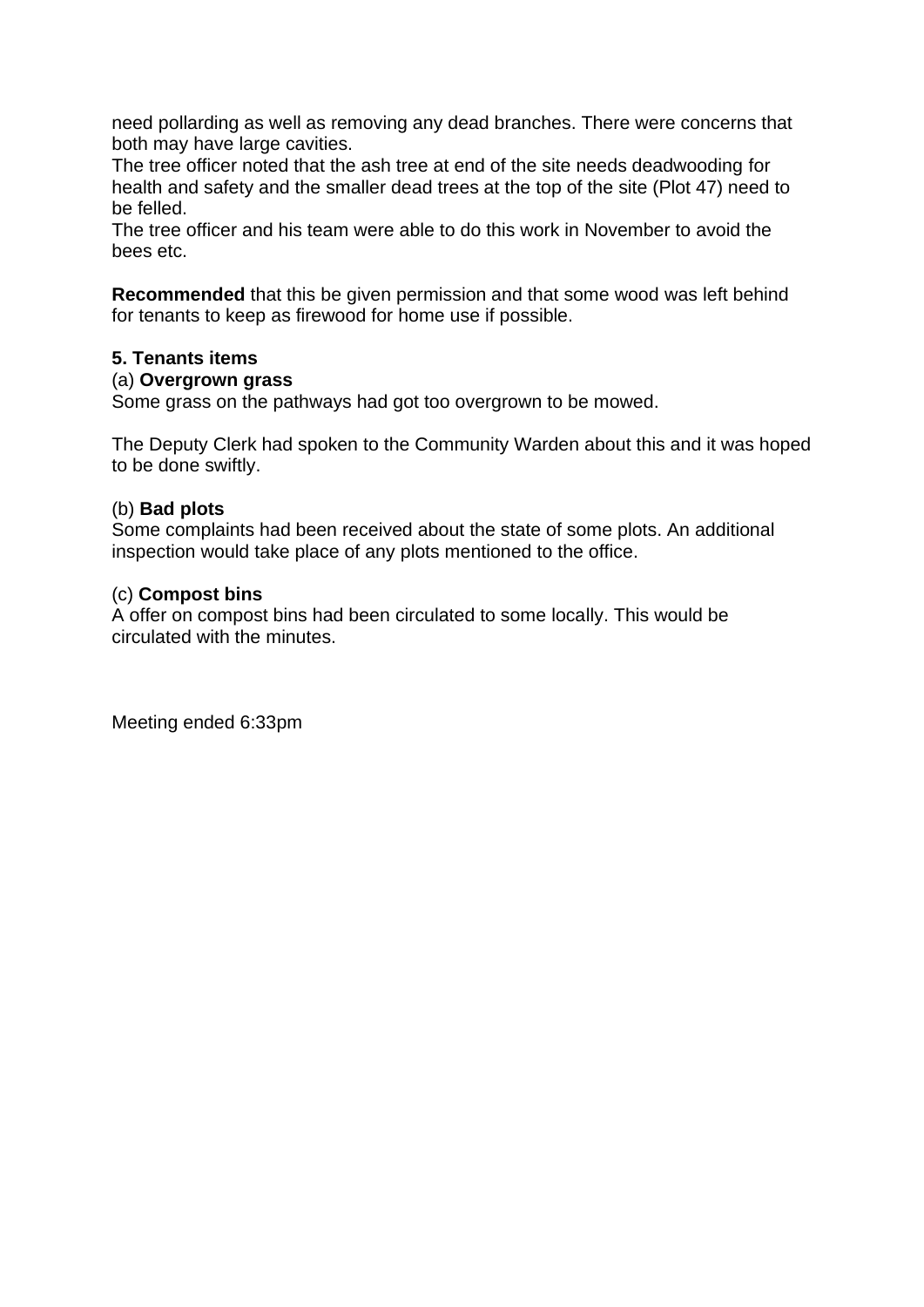need pollarding as well as removing any dead branches. There were concerns that both may have large cavities.
The tree officer noted that the ash tree at end of the site needs deadwooding for health and safety and the smaller dead trees at the top of the site (Plot 47) need to be felled.
The tree officer and his team were able to do this work in November to avoid the bees etc.

**Recommended** that this be given permission and that some wood was left behind for tenants to keep as firewood for home use if possible.

**5. Tenants items**

(a) **Overgrown grass**
Some grass on the pathways had got too overgrown to be mowed.

The Deputy Clerk had spoken to the Community Warden about this and it was hoped to be done swiftly.

(b) **Bad plots**
Some complaints had been received about the state of some plots. An additional inspection would take place of any plots mentioned to the office.

(c) **Compost bins**
A offer on compost bins had been circulated to some locally. This would be circulated with the minutes.

Meeting ended 6:33pm